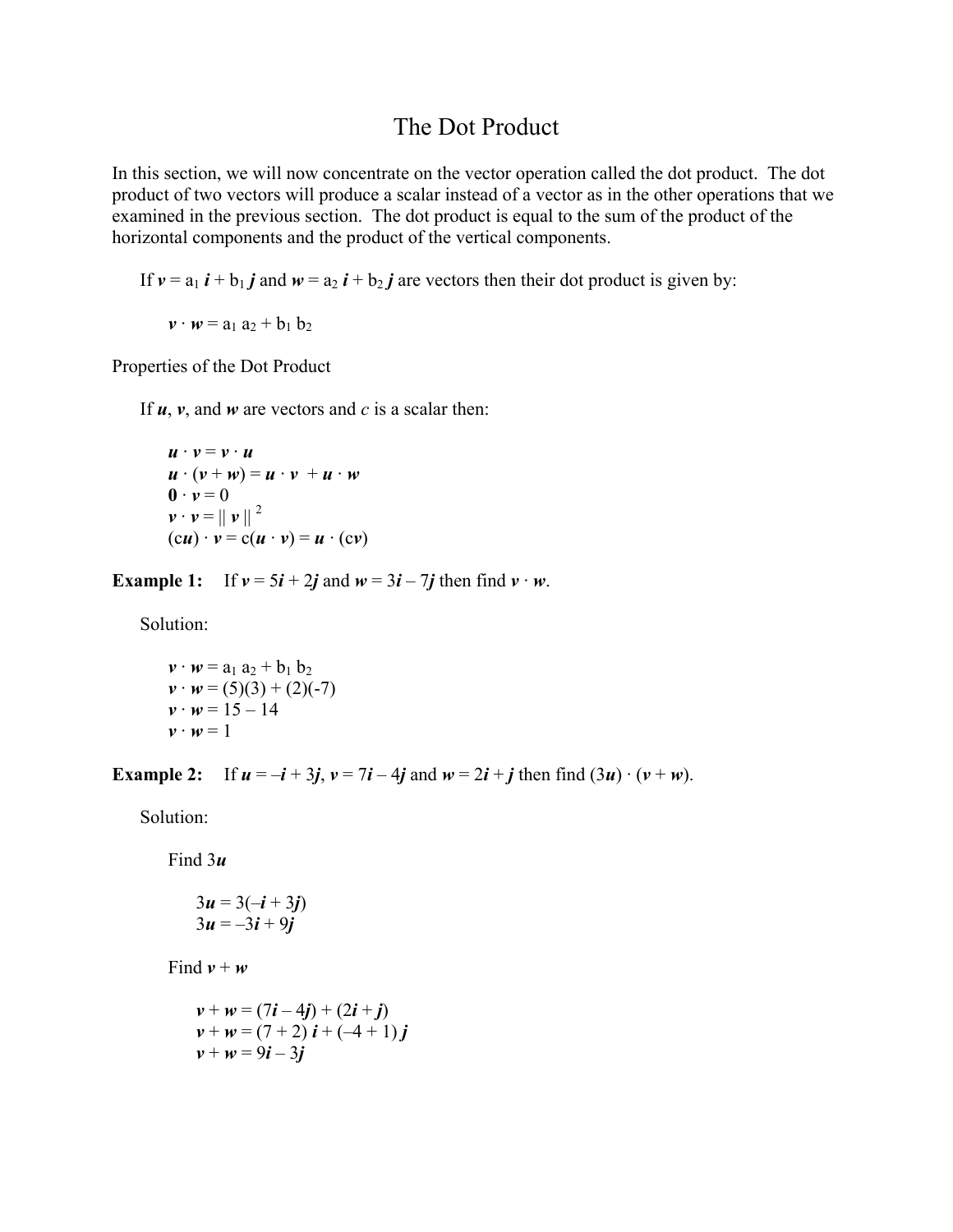# The Dot Product

In this section, we will now concentrate on the vector operation called the dot product. The dot product of two vectors will produce a scalar instead of a vector as in the other operations that we examined in the previous section. The dot product is equal to the sum of the product of the horizontal components and the product of the vertical components.

If $\boldsymbol{v} = a_1\,\boldsymbol{i} + b_1\,\boldsymbol{j}$ and $\boldsymbol{w} = a_2\,\boldsymbol{i} + b_2\,\boldsymbol{j}$ are vectors then their dot product is given by:

$$\boldsymbol{v} \cdot \boldsymbol{w} = a_1\,a_2 + b_1\,b_2$$

Properties of the Dot Product

If $\boldsymbol{u}$, $\boldsymbol{v}$, and $\boldsymbol{w}$ are vectors and $c$ is a scalar then:

$$\boldsymbol{u} \cdot \boldsymbol{v} = \boldsymbol{v} \cdot \boldsymbol{u}$$
$$\boldsymbol{u} \cdot (\boldsymbol{v} + \boldsymbol{w}) = \boldsymbol{u} \cdot \boldsymbol{v} + \boldsymbol{u} \cdot \boldsymbol{w}$$
$$\boldsymbol{0} \cdot \boldsymbol{v} = 0$$
$$\boldsymbol{v} \cdot \boldsymbol{v} = \|\,\boldsymbol{v}\,\|^2$$
$$(c\boldsymbol{u}) \cdot \boldsymbol{v} = c(\boldsymbol{u} \cdot \boldsymbol{v}) = \boldsymbol{u} \cdot (c\boldsymbol{v})$$

**Example 1:** If $\boldsymbol{v} = 5\boldsymbol{i} + 2\boldsymbol{j}$ and $\boldsymbol{w} = 3\boldsymbol{i} - 7\boldsymbol{j}$ then find $\boldsymbol{v} \cdot \boldsymbol{w}$.

Solution:

$$\boldsymbol{v} \cdot \boldsymbol{w} = a_1\,a_2 + b_1\,b_2$$
$$\boldsymbol{v} \cdot \boldsymbol{w} = (5)(3) + (2)(-7)$$
$$\boldsymbol{v} \cdot \boldsymbol{w} = 15 - 14$$
$$\boldsymbol{v} \cdot \boldsymbol{w} = 1$$

**Example 2:** If $\boldsymbol{u} = -\boldsymbol{i} + 3\boldsymbol{j}$, $\boldsymbol{v} = 7\boldsymbol{i} - 4\boldsymbol{j}$ and $\boldsymbol{w} = 2\boldsymbol{i} + \boldsymbol{j}$ then find $(3\boldsymbol{u}) \cdot (\boldsymbol{v} + \boldsymbol{w})$.

Solution:

Find $3\boldsymbol{u}$

$$3\boldsymbol{u} = 3(-\boldsymbol{i} + 3\boldsymbol{j})$$
$$3\boldsymbol{u} = -3\boldsymbol{i} + 9\boldsymbol{j}$$

Find $\boldsymbol{v} + \boldsymbol{w}$

$$\boldsymbol{v} + \boldsymbol{w} = (7\boldsymbol{i} - 4\boldsymbol{j}) + (2\boldsymbol{i} + \boldsymbol{j})$$
$$\boldsymbol{v} + \boldsymbol{w} = (7 + 2)\,\boldsymbol{i} + (-4 + 1)\,\boldsymbol{j}$$
$$\boldsymbol{v} + \boldsymbol{w} = 9\boldsymbol{i} - 3\boldsymbol{j}$$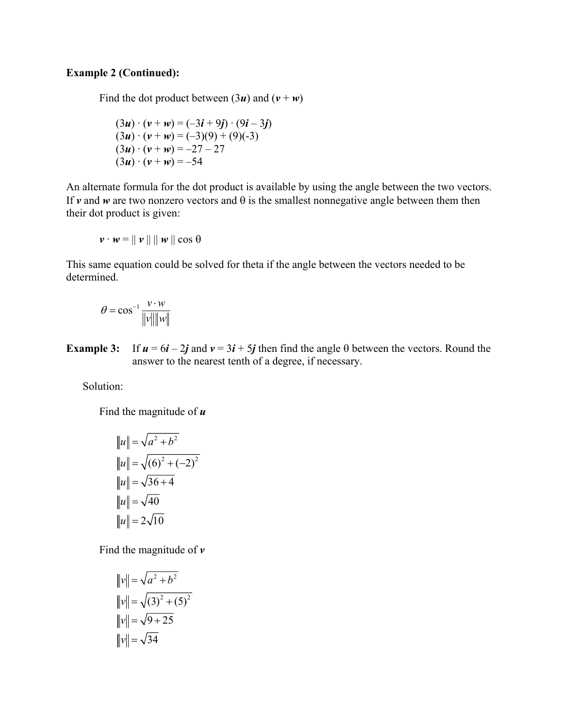**Example 2 (Continued):**

Find the dot product between $(3\boldsymbol{u})$ and $(\boldsymbol{v} + \boldsymbol{w})$

$$(3\boldsymbol{u}) \cdot (\boldsymbol{v} + \boldsymbol{w}) = (-3\boldsymbol{i} + 9\boldsymbol{j}) \cdot (9\boldsymbol{i} - 3\boldsymbol{j})$$
$$(3\boldsymbol{u}) \cdot (\boldsymbol{v} + \boldsymbol{w}) = (-3)(9) + (9)(-3)$$
$$(3\boldsymbol{u}) \cdot (\boldsymbol{v} + \boldsymbol{w}) = -27 - 27$$
$$(3\boldsymbol{u}) \cdot (\boldsymbol{v} + \boldsymbol{w}) = -54$$

An alternate formula for the dot product is available by using the angle between the two vectors. If $\boldsymbol{v}$ and $\boldsymbol{w}$ are two nonzero vectors and $\theta$ is the smallest nonnegative angle between them then their dot product is given:

$$\boldsymbol{v} \cdot \boldsymbol{w} = \| \boldsymbol{v} \| \, \| \boldsymbol{w} \| \cos \theta$$

This same equation could be solved for theta if the angle between the vectors needed to be determined.

$$\theta = \cos^{-1} \frac{v \cdot w}{\|v\| \|w\|}$$

**Example 3:** If $\boldsymbol{u} = 6\boldsymbol{i} - 2\boldsymbol{j}$ and $\boldsymbol{v} = 3\boldsymbol{i} + 5\boldsymbol{j}$ then find the angle $\theta$ between the vectors. Round the answer to the nearest tenth of a degree, if necessary.

Solution:

Find the magnitude of $\boldsymbol{u}$

$$\|u\| = \sqrt{a^2 + b^2}$$
$$\|u\| = \sqrt{(6)^2 + (-2)^2}$$
$$\|u\| = \sqrt{36 + 4}$$
$$\|u\| = \sqrt{40}$$
$$\|u\| = 2\sqrt{10}$$

Find the magnitude of $\boldsymbol{v}$

$$\|v\| = \sqrt{a^2 + b^2}$$
$$\|v\| = \sqrt{(3)^2 + (5)^2}$$
$$\|v\| = \sqrt{9 + 25}$$
$$\|v\| = \sqrt{34}$$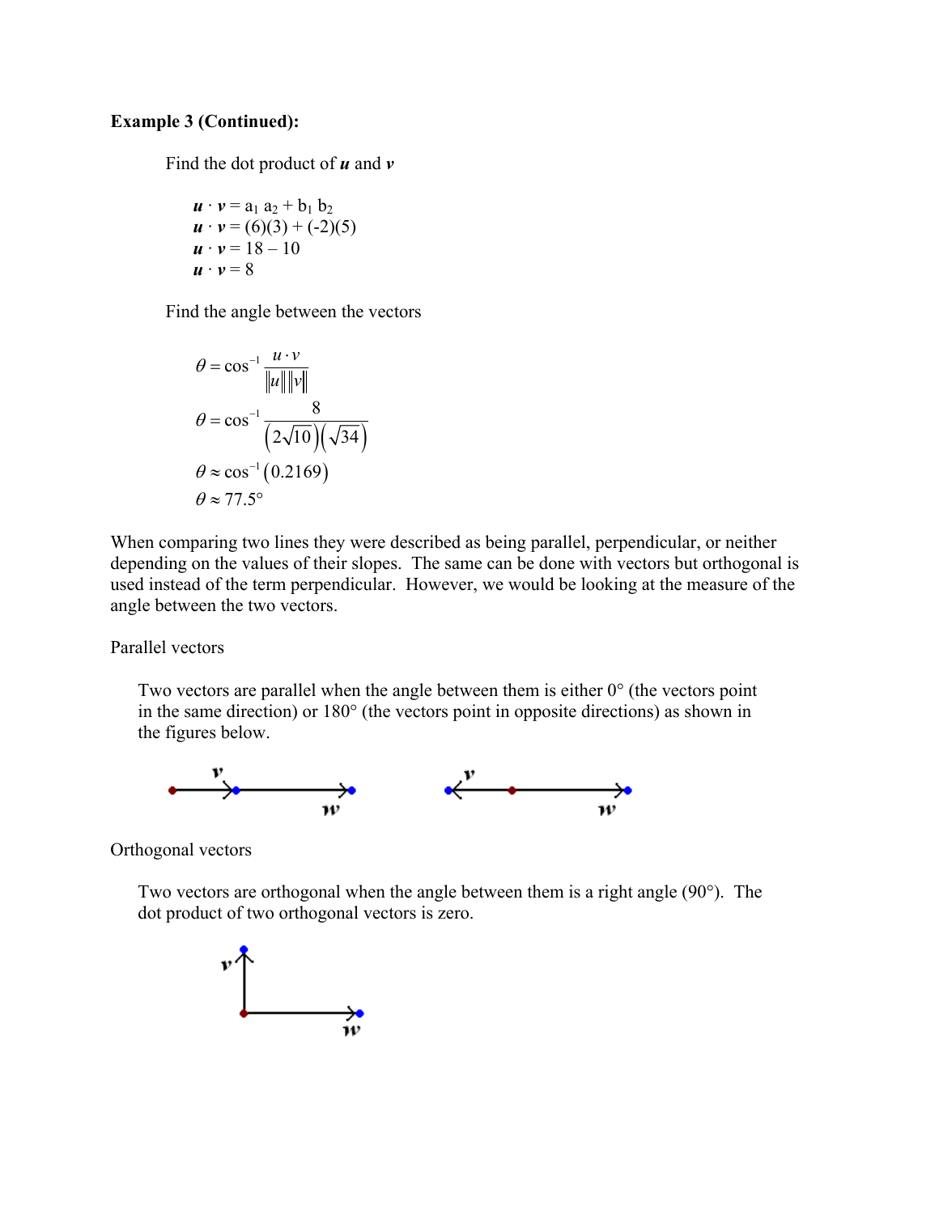**Example 3 (Continued):**

Find the dot product of ***u*** and ***v***

$$\boldsymbol{u} \cdot \boldsymbol{v} = a_1 a_2 + b_1 b_2$$
$$\boldsymbol{u} \cdot \boldsymbol{v} = (6)(3) + (-2)(5)$$
$$\boldsymbol{u} \cdot \boldsymbol{v} = 18 - 10$$
$$\boldsymbol{u} \cdot \boldsymbol{v} = 8$$

Find the angle between the vectors

$$\theta = \cos^{-1} \frac{u \cdot v}{\|u\|\|v\|}$$
$$\theta = \cos^{-1} \frac{8}{\left(2\sqrt{10}\right)\left(\sqrt{34}\right)}$$
$$\theta \approx \cos^{-1}(0.2169)$$
$$\theta \approx 77.5°$$

When comparing two lines they were described as being parallel, perpendicular, or neither depending on the values of their slopes. The same can be done with vectors but orthogonal is used instead of the term perpendicular. However, we would be looking at the measure of the angle between the two vectors.

Parallel vectors

Two vectors are parallel when the angle between them is either 0° (the vectors point in the same direction) or 180° (the vectors point in opposite directions) as shown in the figures below.

Orthogonal vectors

Two vectors are orthogonal when the angle between them is a right angle (90°). The dot product of two orthogonal vectors is zero.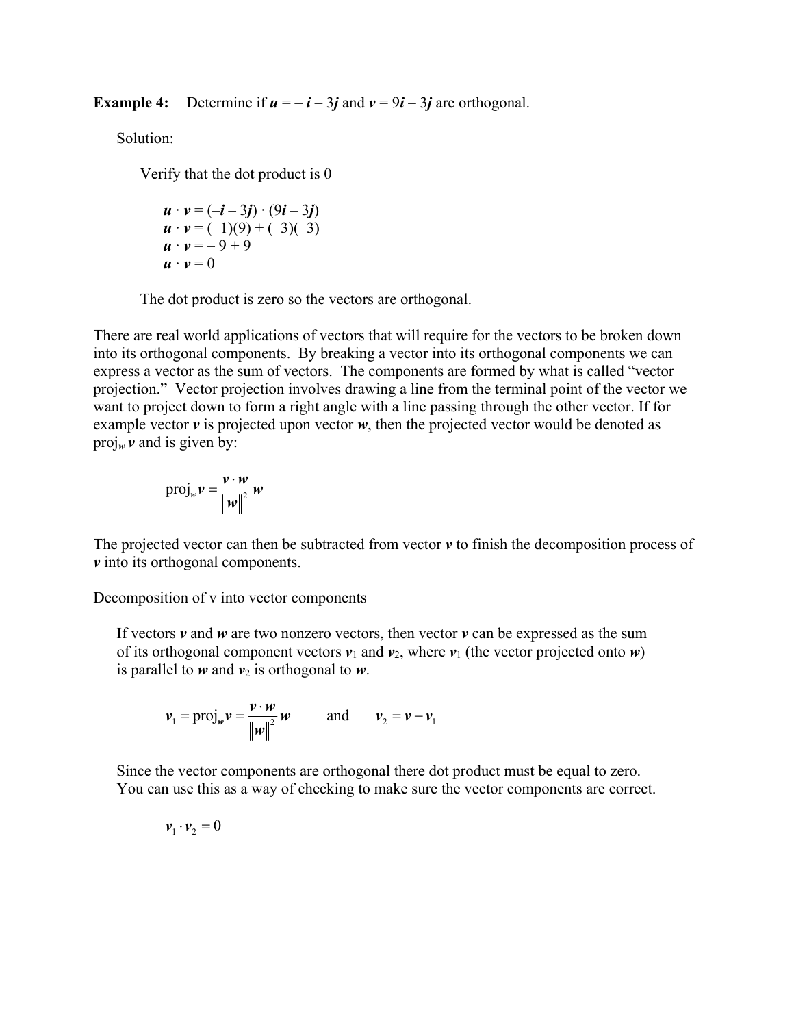**Example 4:** Determine if $\boldsymbol{u} = -\boldsymbol{i} - 3\boldsymbol{j}$ and $\boldsymbol{v} = 9\boldsymbol{i} - 3\boldsymbol{j}$ are orthogonal.

Solution:

Verify that the dot product is 0

$$\boldsymbol{u} \cdot \boldsymbol{v} = (-\boldsymbol{i} - 3\boldsymbol{j}) \cdot (9\boldsymbol{i} - 3\boldsymbol{j})$$
$$\boldsymbol{u} \cdot \boldsymbol{v} = (-1)(9) + (-3)(-3)$$
$$\boldsymbol{u} \cdot \boldsymbol{v} = -9 + 9$$
$$\boldsymbol{u} \cdot \boldsymbol{v} = 0$$

The dot product is zero so the vectors are orthogonal.

There are real world applications of vectors that will require for the vectors to be broken down into its orthogonal components. By breaking a vector into its orthogonal components we can express a vector as the sum of vectors. The components are formed by what is called "vector projection." Vector projection involves drawing a line from the terminal point of the vector we want to project down to form a right angle with a line passing through the other vector. If for example vector $\boldsymbol{v}$ is projected upon vector $\boldsymbol{w}$, then the projected vector would be denoted as $\text{proj}_{\boldsymbol{w}}\,\boldsymbol{v}$ and is given by:

$$\text{proj}_{\boldsymbol{w}}\boldsymbol{v} = \frac{\boldsymbol{v} \cdot \boldsymbol{w}}{\|\boldsymbol{w}\|^2}\boldsymbol{w}$$

The projected vector can then be subtracted from vector $\boldsymbol{v}$ to finish the decomposition process of $\boldsymbol{v}$ into its orthogonal components.

Decomposition of v into vector components

If vectors $\boldsymbol{v}$ and $\boldsymbol{w}$ are two nonzero vectors, then vector $\boldsymbol{v}$ can be expressed as the sum of its orthogonal component vectors $\boldsymbol{v}_1$ and $\boldsymbol{v}_2$, where $\boldsymbol{v}_1$ (the vector projected onto $\boldsymbol{w}$) is parallel to $\boldsymbol{w}$ and $\boldsymbol{v}_2$ is orthogonal to $\boldsymbol{w}$.

$$\boldsymbol{v}_1 = \text{proj}_{\boldsymbol{w}}\boldsymbol{v} = \frac{\boldsymbol{v} \cdot \boldsymbol{w}}{\|\boldsymbol{w}\|^2}\boldsymbol{w} \qquad \text{and} \qquad \boldsymbol{v}_2 = \boldsymbol{v} - \boldsymbol{v}_1$$

Since the vector components are orthogonal there dot product must be equal to zero. You can use this as a way of checking to make sure the vector components are correct.

$$\boldsymbol{v}_1 \cdot \boldsymbol{v}_2 = 0$$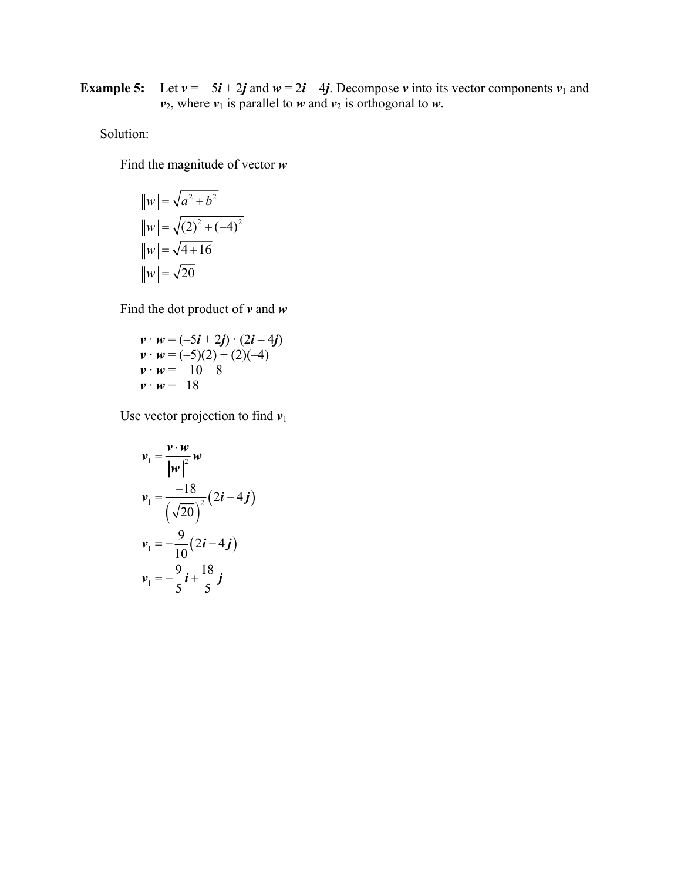**Example 5:** Let $\boldsymbol{v} = -5\boldsymbol{i} + 2\boldsymbol{j}$ and $\boldsymbol{w} = 2\boldsymbol{i} - 4\boldsymbol{j}$. Decompose $\boldsymbol{v}$ into its vector components $\boldsymbol{v}_1$ and $\boldsymbol{v}_2$, where $\boldsymbol{v}_1$ is parallel to $\boldsymbol{w}$ and $\boldsymbol{v}_2$ is orthogonal to $\boldsymbol{w}$.

Solution:

Find the magnitude of vector $\boldsymbol{w}$

$$\|w\| = \sqrt{a^2 + b^2}$$
$$\|w\| = \sqrt{(2)^2 + (-4)^2}$$
$$\|w\| = \sqrt{4 + 16}$$
$$\|w\| = \sqrt{20}$$

Find the dot product of $\boldsymbol{v}$ and $\boldsymbol{w}$

$$\boldsymbol{v} \cdot \boldsymbol{w} = (-5\boldsymbol{i} + 2\boldsymbol{j}) \cdot (2\boldsymbol{i} - 4\boldsymbol{j})$$
$$\boldsymbol{v} \cdot \boldsymbol{w} = (-5)(2) + (2)(-4)$$
$$\boldsymbol{v} \cdot \boldsymbol{w} = -10 - 8$$
$$\boldsymbol{v} \cdot \boldsymbol{w} = -18$$

Use vector projection to find $\boldsymbol{v}_1$

$$\boldsymbol{v}_1 = \frac{\boldsymbol{v} \cdot \boldsymbol{w}}{\|\boldsymbol{w}\|^2}\boldsymbol{w}$$
$$\boldsymbol{v}_1 = \frac{-18}{\left(\sqrt{20}\right)^2}\left(2\boldsymbol{i} - 4\boldsymbol{j}\right)$$
$$\boldsymbol{v}_1 = -\frac{9}{10}\left(2\boldsymbol{i} - 4\boldsymbol{j}\right)$$
$$\boldsymbol{v}_1 = -\frac{9}{5}\boldsymbol{i} + \frac{18}{5}\boldsymbol{j}$$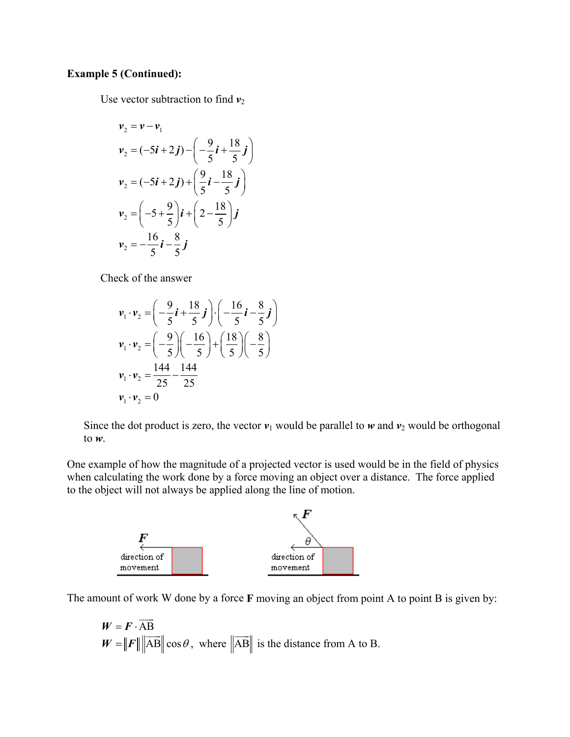**Example 5 (Continued):**

Use vector subtraction to find $\boldsymbol{v}_2$

$$\boldsymbol{v}_2 = \boldsymbol{v} - \boldsymbol{v}_1$$

$$\boldsymbol{v}_2 = (-5\boldsymbol{i} + 2\boldsymbol{j}) - \left(-\frac{9}{5}\boldsymbol{i} + \frac{18}{5}\boldsymbol{j}\right)$$

$$\boldsymbol{v}_2 = (-5\boldsymbol{i} + 2\boldsymbol{j}) + \left(\frac{9}{5}\boldsymbol{i} - \frac{18}{5}\boldsymbol{j}\right)$$

$$\boldsymbol{v}_2 = \left(-5 + \frac{9}{5}\right)\boldsymbol{i} + \left(2 - \frac{18}{5}\right)\boldsymbol{j}$$

$$\boldsymbol{v}_2 = -\frac{16}{5}\boldsymbol{i} - \frac{8}{5}\boldsymbol{j}$$

Check of the answer

$$\boldsymbol{v}_1 \cdot \boldsymbol{v}_2 = \left(-\frac{9}{5}\boldsymbol{i} + \frac{18}{5}\boldsymbol{j}\right) \cdot \left(-\frac{16}{5}\boldsymbol{i} - \frac{8}{5}\boldsymbol{j}\right)$$

$$\boldsymbol{v}_1 \cdot \boldsymbol{v}_2 = \left(-\frac{9}{5}\right)\left(-\frac{16}{5}\right) + \left(\frac{18}{5}\right)\left(-\frac{8}{5}\right)$$

$$\boldsymbol{v}_1 \cdot \boldsymbol{v}_2 = \frac{144}{25} - \frac{144}{25}$$

$$\boldsymbol{v}_1 \cdot \boldsymbol{v}_2 = 0$$

Since the dot product is zero, the vector $\boldsymbol{v}_1$ would be parallel to $\boldsymbol{w}$ and $\boldsymbol{v}_2$ would be orthogonal to $\boldsymbol{w}$.

One example of how the magnitude of a projected vector is used would be in the field of physics when calculating the work done by a force moving an object over a distance. The force applied to the object will not always be applied along the line of motion.

The amount of work W done by a force **F** moving an object from point A to point B is given by:

$$W = \boldsymbol{F} \cdot \overrightarrow{\text{AB}}$$

$$W = \|\boldsymbol{F}\| \left\|\overrightarrow{\text{AB}}\right\| \cos\theta, \text{ where } \left\|\overrightarrow{\text{AB}}\right\| \text{ is the distance from A to B.}$$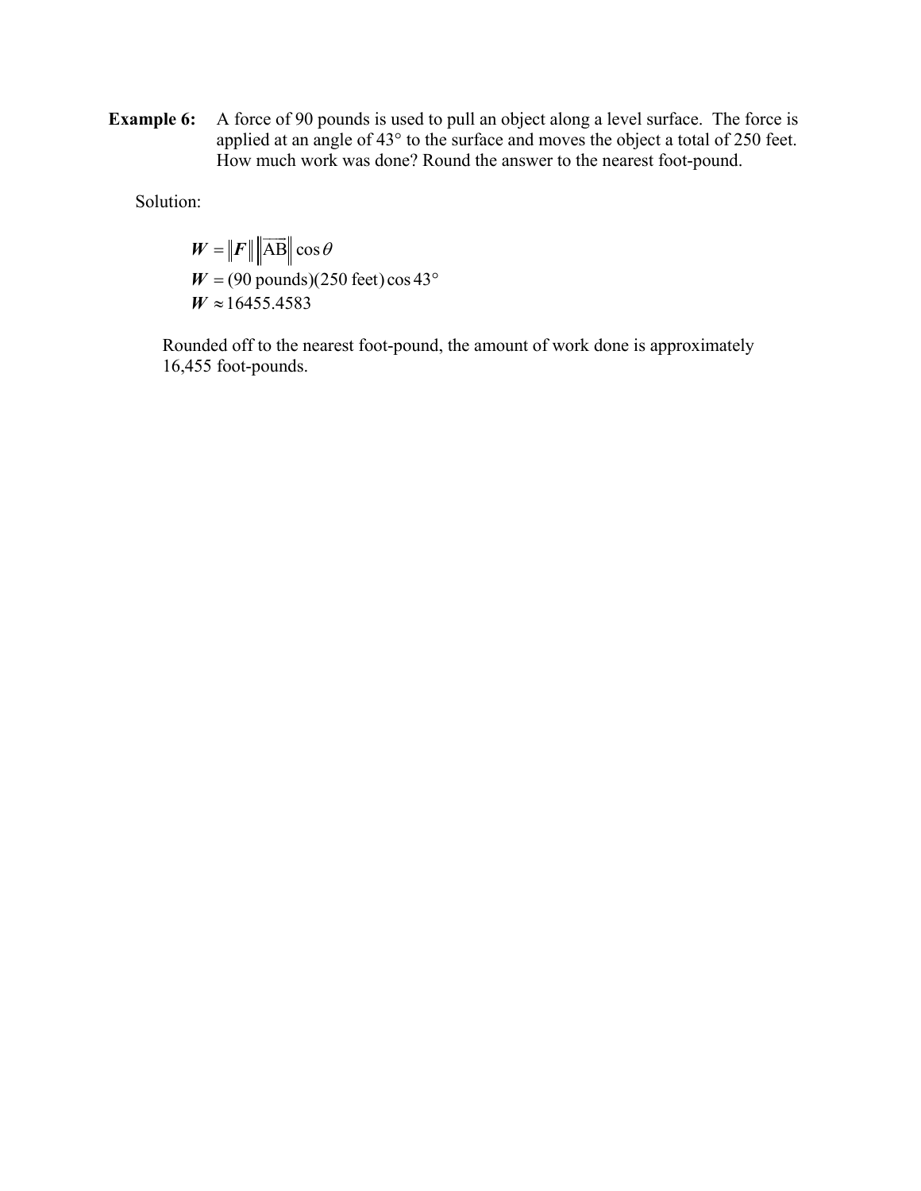**Example 6:** A force of 90 pounds is used to pull an object along a level surface. The force is applied at an angle of 43° to the surface and moves the object a total of 250 feet. How much work was done? Round the answer to the nearest foot-pound.

Solution:

$$\boldsymbol{W} = \|\boldsymbol{F}\| \left\|\overrightarrow{\mathrm{AB}}\right\| \cos\theta$$

$$\boldsymbol{W} = (90 \text{ pounds})(250 \text{ feet}) \cos 43°$$

$$\boldsymbol{W} \approx 16455.4583$$

Rounded off to the nearest foot-pound, the amount of work done is approximately 16,455 foot-pounds.